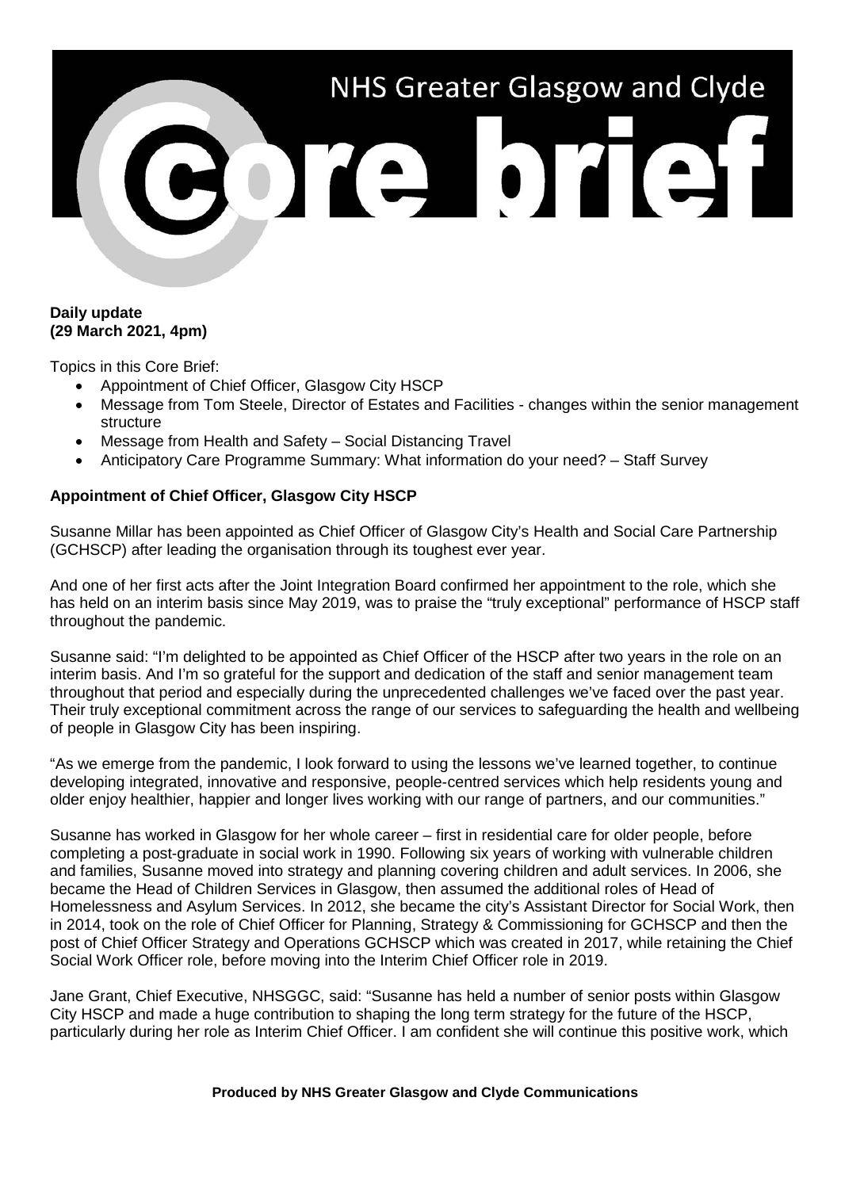# NHS Greater Glasgow and Clyde

# Core brief

**Daily update**
**(29 March 2021, 4pm)**

Topics in this Core Brief:

- Appointment of Chief Officer, Glasgow City HSCP
- Message from Tom Steele, Director of Estates and Facilities - changes within the senior management structure
- Message from Health and Safety – Social Distancing Travel
- Anticipatory Care Programme Summary: What information do your need? – Staff Survey

**Appointment of Chief Officer, Glasgow City HSCP**

Susanne Millar has been appointed as Chief Officer of Glasgow City's Health and Social Care Partnership (GCHSCP) after leading the organisation through its toughest ever year.

And one of her first acts after the Joint Integration Board confirmed her appointment to the role, which she has held on an interim basis since May 2019, was to praise the "truly exceptional" performance of HSCP staff throughout the pandemic.

Susanne said: "I'm delighted to be appointed as Chief Officer of the HSCP after two years in the role on an interim basis. And I'm so grateful for the support and dedication of the staff and senior management team throughout that period and especially during the unprecedented challenges we've faced over the past year. Their truly exceptional commitment across the range of our services to safeguarding the health and wellbeing of people in Glasgow City has been inspiring.

"As we emerge from the pandemic, I look forward to using the lessons we've learned together, to continue developing integrated, innovative and responsive, people-centred services which help residents young and older enjoy healthier, happier and longer lives working with our range of partners, and our communities."

Susanne has worked in Glasgow for her whole career – first in residential care for older people, before completing a post-graduate in social work in 1990. Following six years of working with vulnerable children and families, Susanne moved into strategy and planning covering children and adult services. In 2006, she became the Head of Children Services in Glasgow, then assumed the additional roles of Head of Homelessness and Asylum Services. In 2012, she became the city's Assistant Director for Social Work, then in 2014, took on the role of Chief Officer for Planning, Strategy & Commissioning for GCHSCP and then the post of Chief Officer Strategy and Operations GCHSCP which was created in 2017, while retaining the Chief Social Work Officer role, before moving into the Interim Chief Officer role in 2019.

Jane Grant, Chief Executive, NHSGGC, said: "Susanne has held a number of senior posts within Glasgow City HSCP and made a huge contribution to shaping the long term strategy for the future of the HSCP, particularly during her role as Interim Chief Officer. I am confident she will continue this positive work, which

**Produced by NHS Greater Glasgow and Clyde Communications**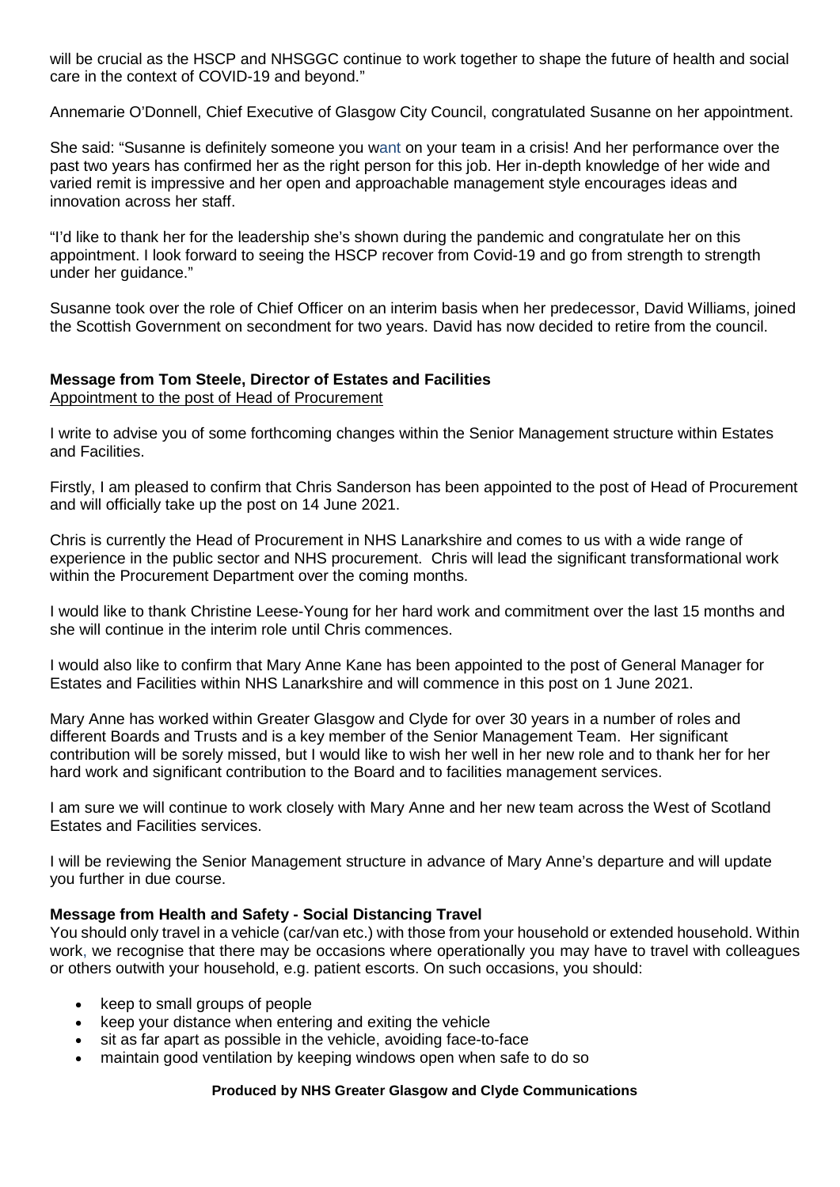will be crucial as the HSCP and NHSGGC continue to work together to shape the future of health and social care in the context of COVID-19 and beyond."

Annemarie O'Donnell, Chief Executive of Glasgow City Council, congratulated Susanne on her appointment.

She said: "Susanne is definitely someone you want on your team in a crisis! And her performance over the past two years has confirmed her as the right person for this job. Her in-depth knowledge of her wide and varied remit is impressive and her open and approachable management style encourages ideas and innovation across her staff.

"I'd like to thank her for the leadership she's shown during the pandemic and congratulate her on this appointment. I look forward to seeing the HSCP recover from Covid-19 and go from strength to strength under her guidance."

Susanne took over the role of Chief Officer on an interim basis when her predecessor, David Williams, joined the Scottish Government on secondment for two years. David has now decided to retire from the council.

**Message from Tom Steele, Director of Estates and Facilities**
Appointment to the post of Head of Procurement

I write to advise you of some forthcoming changes within the Senior Management structure within Estates and Facilities.

Firstly, I am pleased to confirm that Chris Sanderson has been appointed to the post of Head of Procurement and will officially take up the post on 14 June 2021.

Chris is currently the Head of Procurement in NHS Lanarkshire and comes to us with a wide range of experience in the public sector and NHS procurement. Chris will lead the significant transformational work within the Procurement Department over the coming months.

I would like to thank Christine Leese-Young for her hard work and commitment over the last 15 months and she will continue in the interim role until Chris commences.

I would also like to confirm that Mary Anne Kane has been appointed to the post of General Manager for Estates and Facilities within NHS Lanarkshire and will commence in this post on 1 June 2021.

Mary Anne has worked within Greater Glasgow and Clyde for over 30 years in a number of roles and different Boards and Trusts and is a key member of the Senior Management Team. Her significant contribution will be sorely missed, but I would like to wish her well in her new role and to thank her for her hard work and significant contribution to the Board and to facilities management services.

I am sure we will continue to work closely with Mary Anne and her new team across the West of Scotland Estates and Facilities services.

I will be reviewing the Senior Management structure in advance of Mary Anne's departure and will update you further in due course.

**Message from Health and Safety - Social Distancing Travel**
You should only travel in a vehicle (car/van etc.) with those from your household or extended household. Within work, we recognise that there may be occasions where operationally you may have to travel with colleagues or others outwith your household, e.g. patient escorts. On such occasions, you should:

- keep to small groups of people
- keep your distance when entering and exiting the vehicle
- sit as far apart as possible in the vehicle, avoiding face-to-face
- maintain good ventilation by keeping windows open when safe to do so

**Produced by NHS Greater Glasgow and Clyde Communications**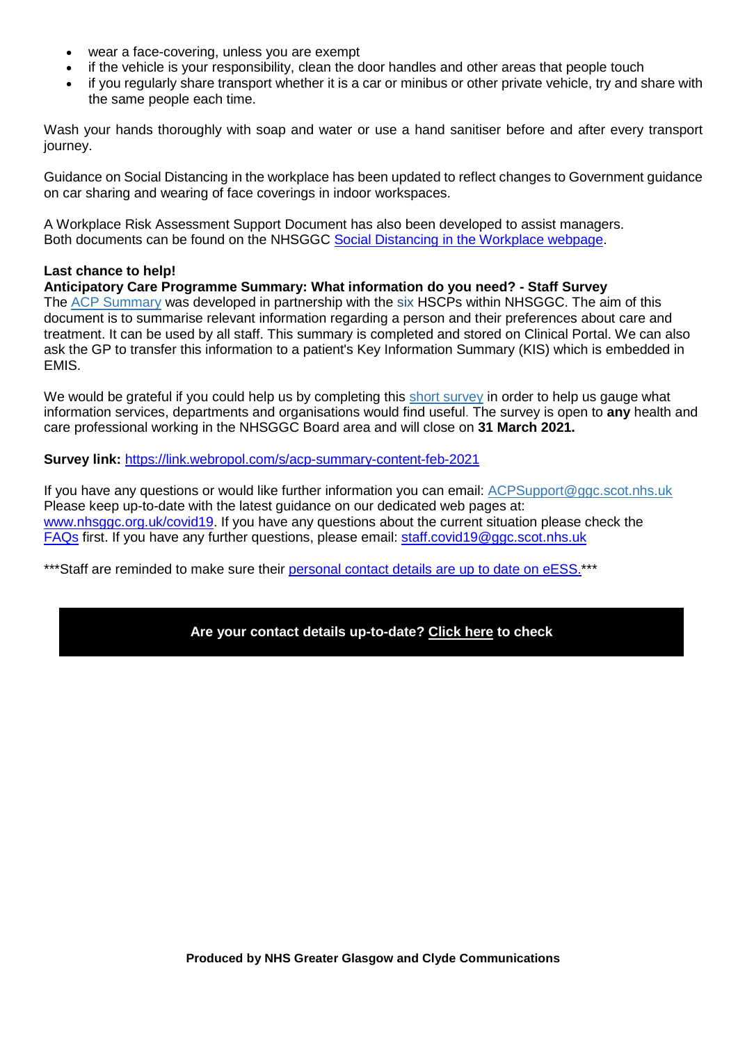- wear a face-covering, unless you are exempt
- if the vehicle is your responsibility, clean the door handles and other areas that people touch
- if you regularly share transport whether it is a car or minibus or other private vehicle, try and share with the same people each time.

Wash your hands thoroughly with soap and water or use a hand sanitiser before and after every transport journey.

Guidance on Social Distancing in the workplace has been updated to reflect changes to Government guidance on car sharing and wearing of face coverings in indoor workspaces.

A Workplace Risk Assessment Support Document has also been developed to assist managers.
Both documents can be found on the NHSGGC Social Distancing in the Workplace webpage.

**Last chance to help!**
**Anticipatory Care Programme Summary: What information do you need? - Staff Survey**
The ACP Summary was developed in partnership with the six HSCPs within NHSGGC. The aim of this document is to summarise relevant information regarding a person and their preferences about care and treatment. It can be used by all staff. This summary is completed and stored on Clinical Portal. We can also ask the GP to transfer this information to a patient's Key Information Summary (KIS) which is embedded in EMIS.

We would be grateful if you could help us by completing this short survey in order to help us gauge what information services, departments and organisations would find useful. The survey is open to **any** health and care professional working in the NHSGGC Board area and will close on **31 March 2021.**

**Survey link:** https://link.webropol.com/s/acp-summary-content-feb-2021

If you have any questions or would like further information you can email: ACPSupport@ggc.scot.nhs.uk
Please keep up-to-date with the latest guidance on our dedicated web pages at: www.nhsggc.org.uk/covid19. If you have any questions about the current situation please check the FAQs first. If you have any further questions, please email: staff.covid19@ggc.scot.nhs.uk

***Staff are reminded to make sure their personal contact details are up to date on eESS.***

**Are your contact details up-to-date? Click here to check**

**Produced by NHS Greater Glasgow and Clyde Communications**